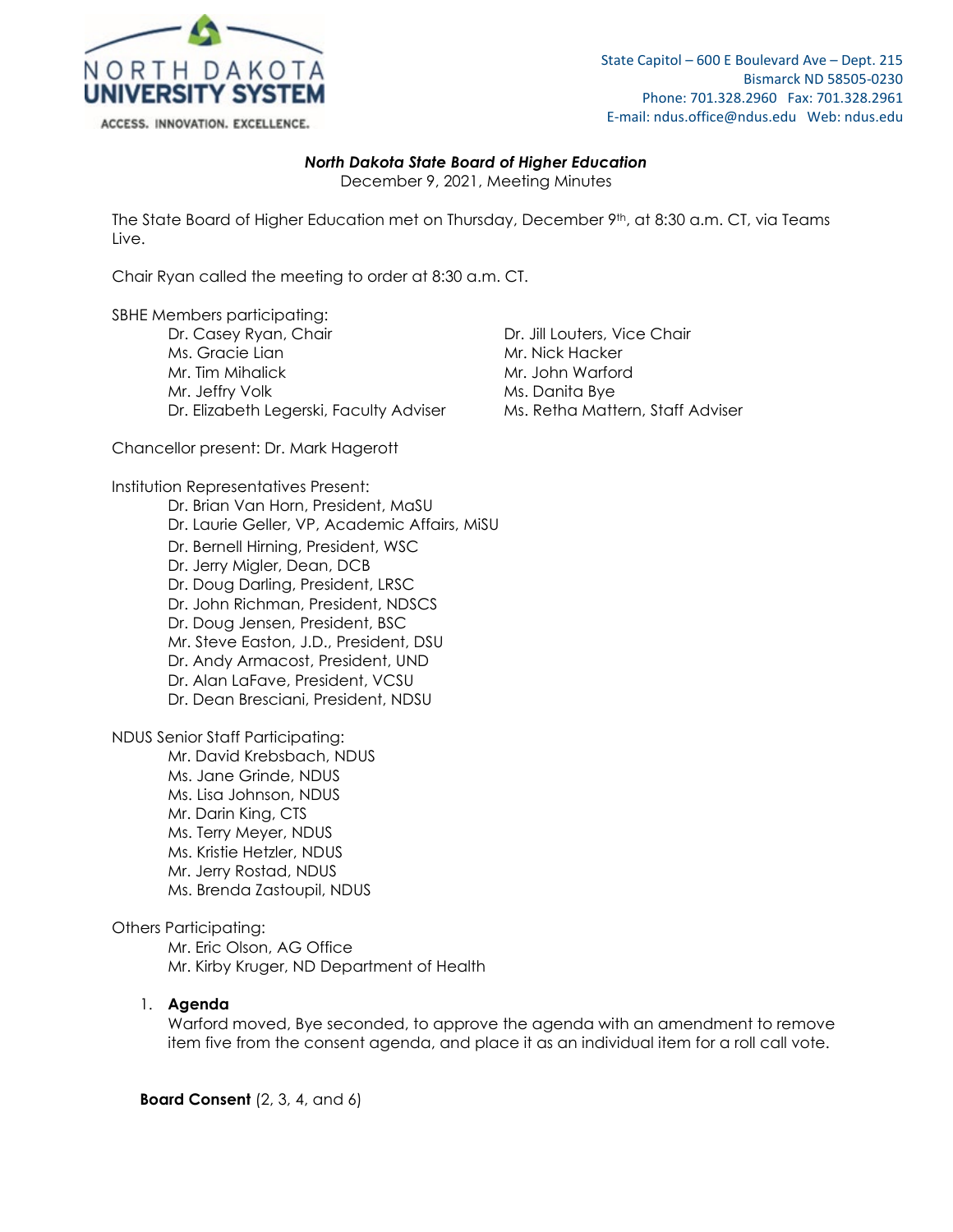NORTH DAKOTA UNIVERSITY SYSTEM

ACCESS. INNOVATION. EXCELLENCE.

State Capitol – 600 E Boulevard Ave – Dept. 215
Bismarck ND 58505-0230
Phone: 701.328.2960 Fax: 701.328.2961
E-mail: ndus.office@ndus.edu Web: ndus.edu

***North Dakota State Board of Higher Education***
December 9, 2021, Meeting Minutes

The State Board of Higher Education met on Thursday, December 9th, at 8:30 a.m. CT, via Teams Live.

Chair Ryan called the meeting to order at 8:30 a.m. CT.

SBHE Members participating:

- Dr. Casey Ryan, Chair
- Dr. Jill Louters, Vice Chair
- Ms. Gracie Lian
- Mr. Nick Hacker
- Mr. Tim Mihalick
- Mr. John Warford
- Mr. Jeffry Volk
- Ms. Danita Bye
- Dr. Elizabeth Legerski, Faculty Adviser
- Ms. Retha Mattern, Staff Adviser

Chancellor present: Dr. Mark Hagerott

Institution Representatives Present:

- Dr. Brian Van Horn, President, MaSU
- Dr. Laurie Geller, VP, Academic Affairs, MiSU
- Dr. Bernell Hirning, President, WSC
- Dr. Jerry Migler, Dean, DCB
- Dr. Doug Darling, President, LRSC
- Dr. John Richman, President, NDSCS
- Dr. Doug Jensen, President, BSC
- Mr. Steve Easton, J.D., President, DSU
- Dr. Andy Armacost, President, UND
- Dr. Alan LaFave, President, VCSU
- Dr. Dean Bresciani, President, NDSU

NDUS Senior Staff Participating:

- Mr. David Krebsbach, NDUS
- Ms. Jane Grinde, NDUS
- Ms. Lisa Johnson, NDUS
- Mr. Darin King, CTS
- Ms. Terry Meyer, NDUS
- Ms. Kristie Hetzler, NDUS
- Mr. Jerry Rostad, NDUS
- Ms. Brenda Zastoupil, NDUS

Others Participating:

- Mr. Eric Olson, AG Office
- Mr. Kirby Kruger, ND Department of Health

1. **Agenda**
   Warford moved, Bye seconded, to approve the agenda with an amendment to remove item five from the consent agenda, and place it as an individual item for a roll call vote.

**Board Consent** (2, 3, 4, and 6)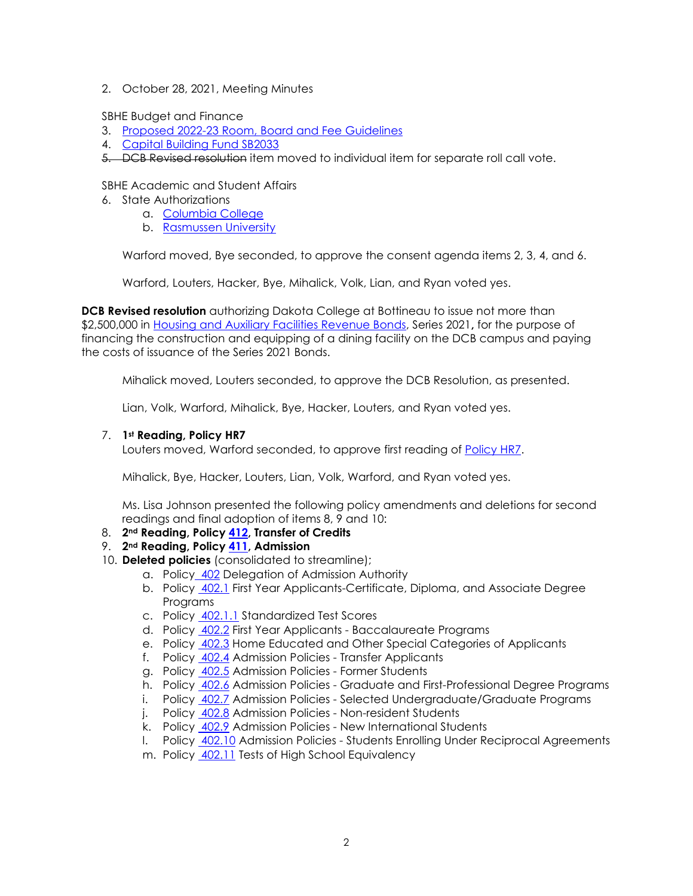2. October 28, 2021, Meeting Minutes

SBHE Budget and Finance

3. Proposed 2022-23 Room, Board and Fee Guidelines
4. Capital Building Fund SB2033
5. ~~DCB Revised resolution~~ item moved to individual item for separate roll call vote.

SBHE Academic and Student Affairs

6. State Authorizations
   a. Columbia College
   b. Rasmussen University

   Warford moved, Bye seconded, to approve the consent agenda items 2, 3, 4, and 6.

   Warford, Louters, Hacker, Bye, Mihalick, Volk, Lian, and Ryan voted yes.

**DCB Revised resolution** authorizing Dakota College at Bottineau to issue not more than $2,500,000 in Housing and Auxiliary Facilities Revenue Bonds, Series 2021**,** for the purpose of financing the construction and equipping of a dining facility on the DCB campus and paying the costs of issuance of the Series 2021 Bonds.

   Mihalick moved, Louters seconded, to approve the DCB Resolution, as presented.

   Lian, Volk, Warford, Mihalick, Bye, Hacker, Louters, and Ryan voted yes.

7. **1st Reading, Policy HR7**
   Louters moved, Warford seconded, to approve first reading of Policy HR7.

   Mihalick, Bye, Hacker, Louters, Lian, Volk, Warford, and Ryan voted yes.

   Ms. Lisa Johnson presented the following policy amendments and deletions for second readings and final adoption of items 8, 9 and 10:

8. **2nd Reading, Policy 412, Transfer of Credits**
9. **2nd Reading, Policy 411, Admission**
10. **Deleted policies** (consolidated to streamline);
    a. Policy 402 Delegation of Admission Authority
    b. Policy 402.1 First Year Applicants-Certificate, Diploma, and Associate Degree Programs
    c. Policy 402.1.1 Standardized Test Scores
    d. Policy 402.2 First Year Applicants - Baccalaureate Programs
    e. Policy 402.3 Home Educated and Other Special Categories of Applicants
    f. Policy 402.4 Admission Policies - Transfer Applicants
    g. Policy 402.5 Admission Policies - Former Students
    h. Policy 402.6 Admission Policies - Graduate and First-Professional Degree Programs
    i. Policy 402.7 Admission Policies - Selected Undergraduate/Graduate Programs
    j. Policy 402.8 Admission Policies - Non-resident Students
    k. Policy 402.9 Admission Policies - New International Students
    l. Policy 402.10 Admission Policies - Students Enrolling Under Reciprocal Agreements
    m. Policy 402.11 Tests of High School Equivalency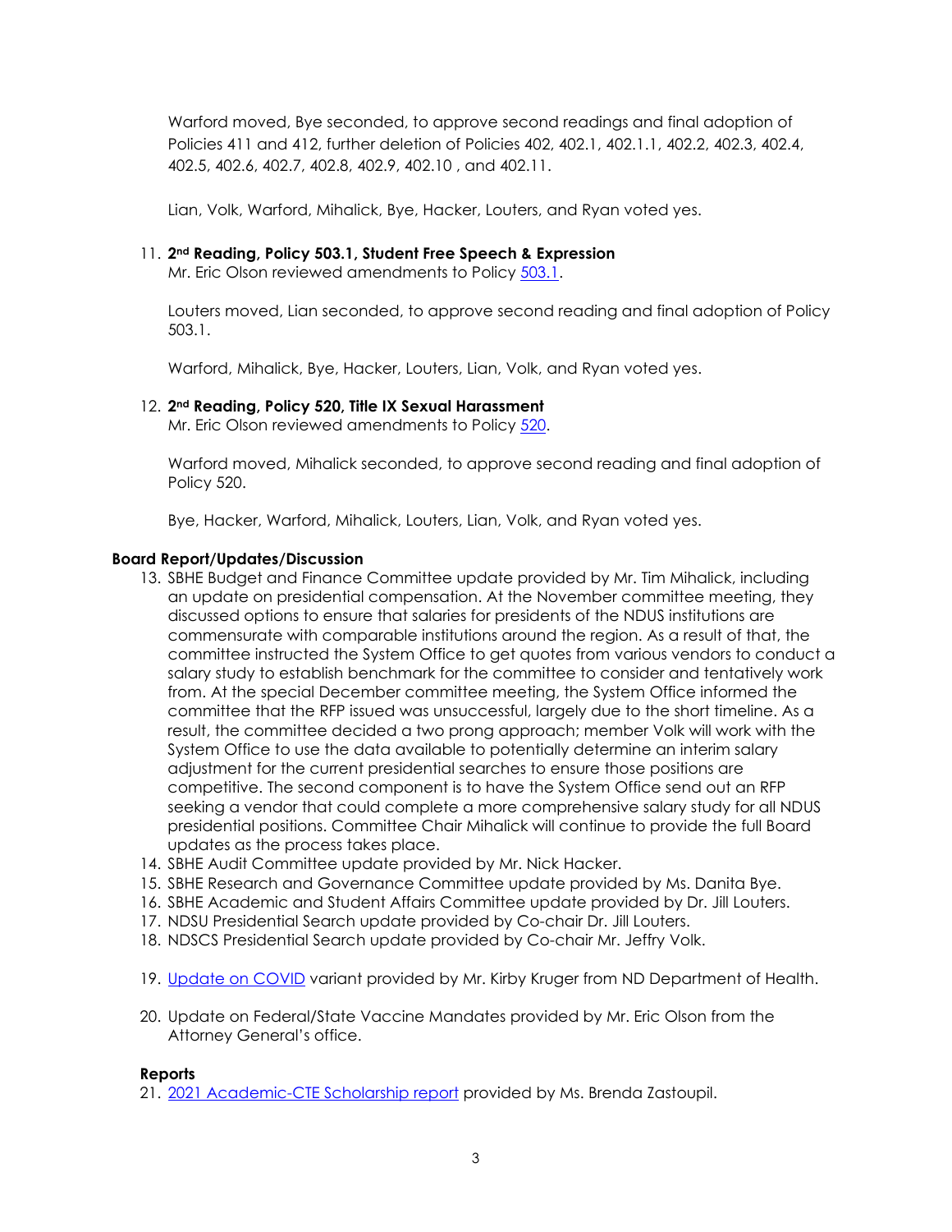Warford moved, Bye seconded, to approve second readings and final adoption of Policies 411 and 412, further deletion of Policies 402, 402.1, 402.1.1, 402.2, 402.3, 402.4, 402.5, 402.6, 402.7, 402.8, 402.9, 402.10 , and 402.11.

Lian, Volk, Warford, Mihalick, Bye, Hacker, Louters, and Ryan voted yes.

11. **2nd Reading, Policy 503.1, Student Free Speech & Expression**
    Mr. Eric Olson reviewed amendments to Policy 503.1.

    Louters moved, Lian seconded, to approve second reading and final adoption of Policy 503.1.

    Warford, Mihalick, Bye, Hacker, Louters, Lian, Volk, and Ryan voted yes.

12. **2nd Reading, Policy 520, Title IX Sexual Harassment**
    Mr. Eric Olson reviewed amendments to Policy 520.

    Warford moved, Mihalick seconded, to approve second reading and final adoption of Policy 520.

    Bye, Hacker, Warford, Mihalick, Louters, Lian, Volk, and Ryan voted yes.

**Board Report/Updates/Discussion**

13. SBHE Budget and Finance Committee update provided by Mr. Tim Mihalick, including an update on presidential compensation. At the November committee meeting, they discussed options to ensure that salaries for presidents of the NDUS institutions are commensurate with comparable institutions around the region. As a result of that, the committee instructed the System Office to get quotes from various vendors to conduct a salary study to establish benchmark for the committee to consider and tentatively work from. At the special December committee meeting, the System Office informed the committee that the RFP issued was unsuccessful, largely due to the short timeline. As a result, the committee decided a two prong approach; member Volk will work with the System Office to use the data available to potentially determine an interim salary adjustment for the current presidential searches to ensure those positions are competitive. The second component is to have the System Office send out an RFP seeking a vendor that could complete a more comprehensive salary study for all NDUS presidential positions. Committee Chair Mihalick will continue to provide the full Board updates as the process takes place.
14. SBHE Audit Committee update provided by Mr. Nick Hacker.
15. SBHE Research and Governance Committee update provided by Ms. Danita Bye.
16. SBHE Academic and Student Affairs Committee update provided by Dr. Jill Louters.
17. NDSU Presidential Search update provided by Co-chair Dr. Jill Louters.
18. NDSCS Presidential Search update provided by Co-chair Mr. Jeffry Volk.
19. Update on COVID variant provided by Mr. Kirby Kruger from ND Department of Health.
20. Update on Federal/State Vaccine Mandates provided by Mr. Eric Olson from the Attorney General's office.

**Reports**

21. 2021 Academic-CTE Scholarship report provided by Ms. Brenda Zastoupil.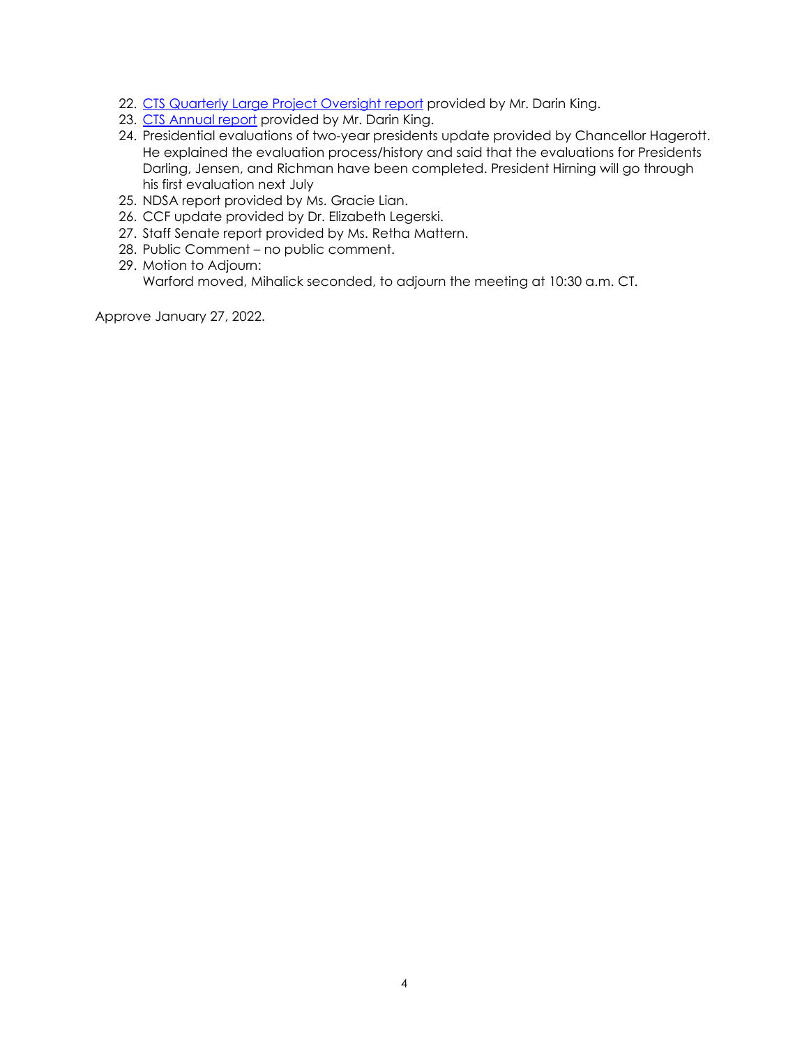22. CTS Quarterly Large Project Oversight report provided by Mr. Darin King.
23. CTS Annual report provided by Mr. Darin King.
24. Presidential evaluations of two-year presidents update provided by Chancellor Hagerott. He explained the evaluation process/history and said that the evaluations for Presidents Darling, Jensen, and Richman have been completed. President Hirning will go through his first evaluation next July
25. NDSA report provided by Ms. Gracie Lian.
26. CCF update provided by Dr. Elizabeth Legerski.
27. Staff Senate report provided by Ms. Retha Mattern.
28. Public Comment – no public comment.
29. Motion to Adjourn:
    Warford moved, Mihalick seconded, to adjourn the meeting at 10:30 a.m. CT.

Approve January 27, 2022.